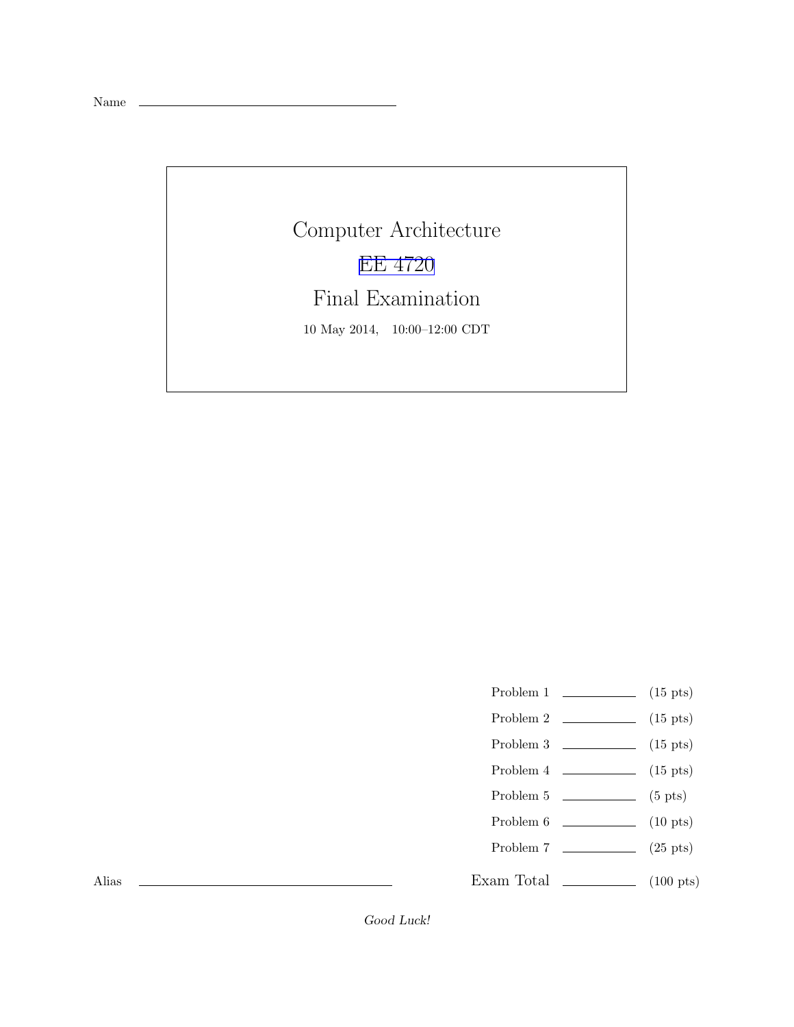Name \_\_\_\_\_\_\_\_\_\_\_\_\_\_\_\_\_\_\_\_\_\_\_\_\_\_\_\_\_\_

# Computer Architecture

## EE 4720

## Final Examination

10 May 2014, 10:00–12:00 CDT

| | | |
|---|---|---|
| Problem 1 | \_\_\_\_\_\_\_\_ | (15 pts) |
| Problem 2 | \_\_\_\_\_\_\_\_ | (15 pts) |
| Problem 3 | \_\_\_\_\_\_\_\_ | (15 pts) |
| Problem 4 | \_\_\_\_\_\_\_\_ | (15 pts) |
| Problem 5 | \_\_\_\_\_\_\_\_ | (5 pts) |
| Problem 6 | \_\_\_\_\_\_\_\_ | (10 pts) |
| Problem 7 | \_\_\_\_\_\_\_\_ | (25 pts) |
| Exam Total | \_\_\_\_\_\_\_\_ | (100 pts) |

Alias \_\_\_\_\_\_\_\_\_\_\_\_\_\_\_\_\_\_\_\_\_\_\_\_\_\_\_\_\_\_

*Good Luck!*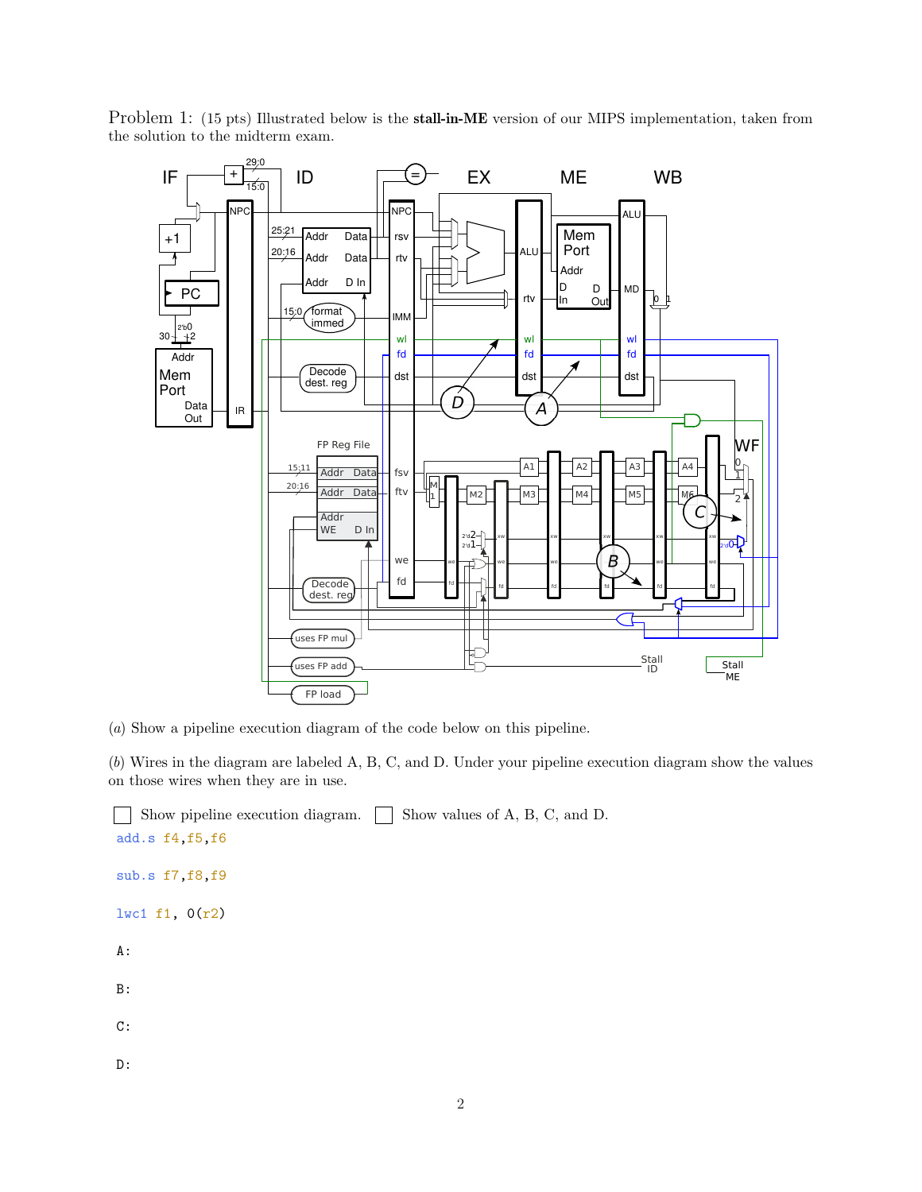Problem 1: (15 pts) Illustrated below is the **stall-in-ME** version of our MIPS implementation, taken from the solution to the midterm exam.

(*a*) Show a pipeline execution diagram of the code below on this pipeline.

(*b*) Wires in the diagram are labeled A, B, C, and D. Under your pipeline execution diagram show the values on those wires when they are in use.

☐ Show pipeline execution diagram. ☐ Show values of A, B, C, and D.

```
add.s f4,f5,f6

sub.s f7,f8,f9

lwc1 f1, 0(r2)
```

A:

B:

C:

D: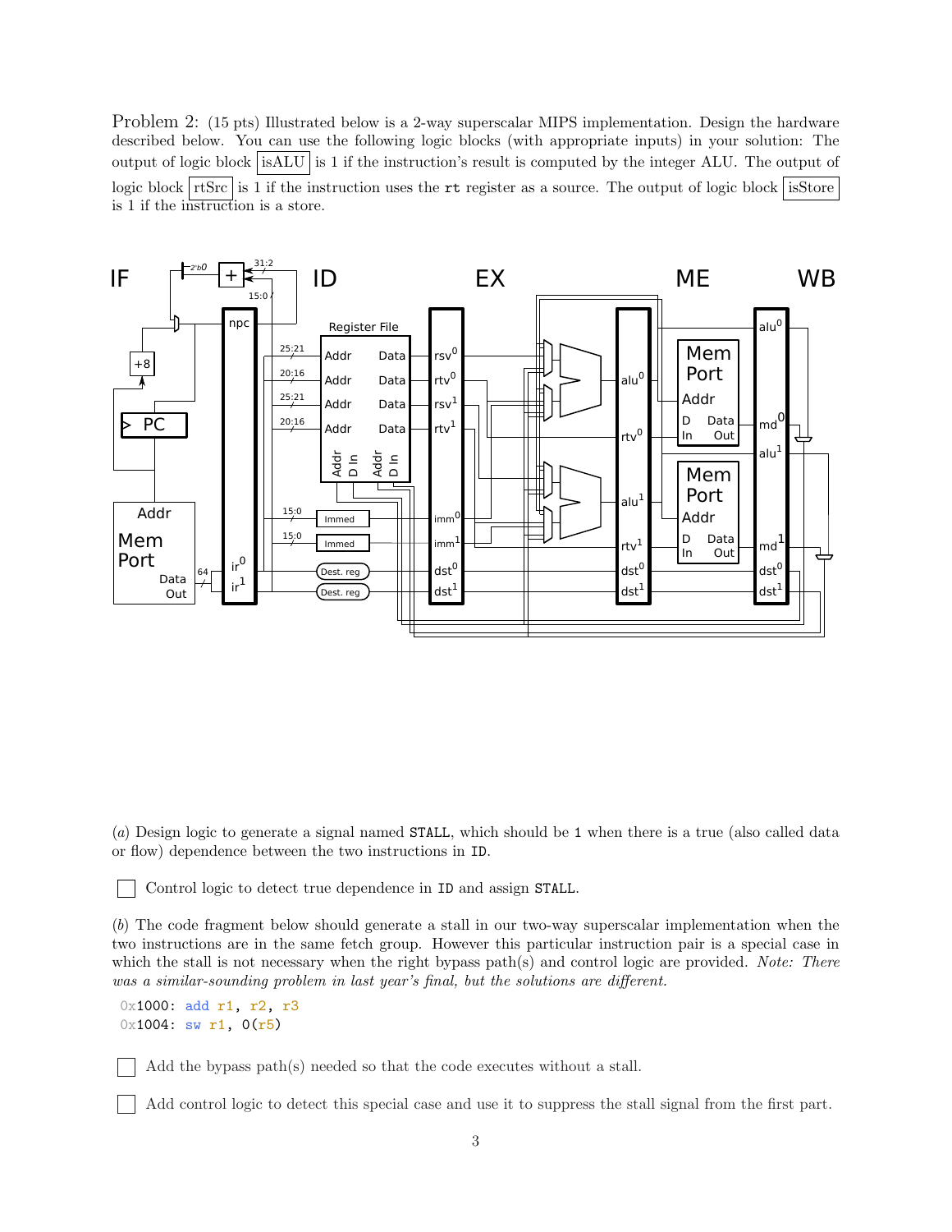Problem 2: (15 pts) Illustrated below is a 2-way superscalar MIPS implementation. Design the hardware described below. You can use the following logic blocks (with appropriate inputs) in your solution: The output of logic block isALU is 1 if the instruction's result is computed by the integer ALU. The output of logic block rtSrc is 1 if the instruction uses the `rt` register as a source. The output of logic block isStore is 1 if the instruction is a store.

(*a*) Design logic to generate a signal named `STALL`, which should be `1` when there is a true (also called data or flow) dependence between the two instructions in `ID`.

☐ Control logic to detect true dependence in `ID` and assign `STALL`.

(*b*) The code fragment below should generate a stall in our two-way superscalar implementation when the two instructions are in the same fetch group. However this particular instruction pair is a special case in which the stall is not necessary when the right bypass path(s) and control logic are provided. *Note: There was a similar-sounding problem in last year's final, but the solutions are different.*

```
0x1000: add r1, r2, r3
0x1004: sw r1, 0(r5)
```

☐ Add the bypass path(s) needed so that the code executes without a stall.

☐ Add control logic to detect this special case and use it to suppress the stall signal from the first part.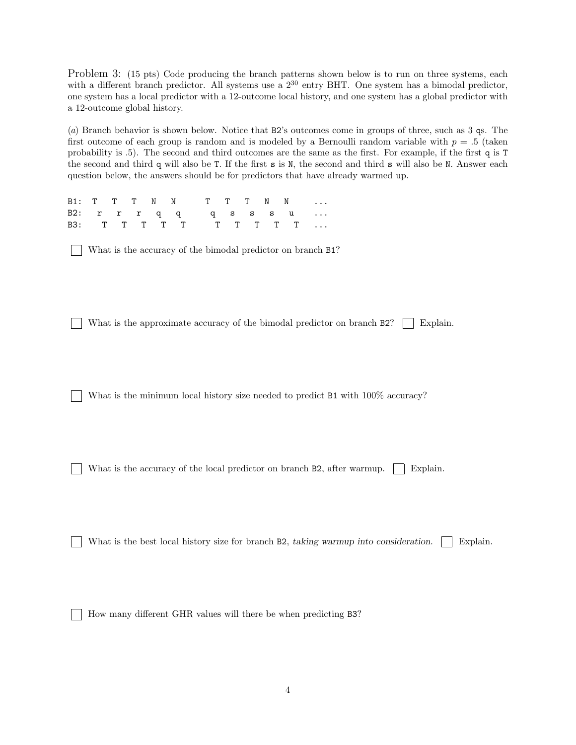Problem 3: (15 pts) Code producing the branch patterns shown below is to run on three systems, each with a different branch predictor. All systems use a $2^{30}$ entry BHT. One system has a bimodal predictor, one system has a local predictor with a 12-outcome local history, and one system has a global predictor with a 12-outcome global history.

(*a*) Branch behavior is shown below. Notice that B2's outcomes come in groups of three, such as 3 qs. The first outcome of each group is random and is modeled by a Bernoulli random variable with $p = .5$ (taken probability is .5). The second and third outcomes are the same as the first. For example, if the first q is T the second and third q will also be T. If the first s is N, the second and third s will also be N. Answer each question below, the answers should be for predictors that have already warmed up.

```
B1: T   T   T   N   N      T   T   T   N   N     ...
B2:   r   r   r   q   q      q   s   s   s   u   ...
B3:     T   T   T   T   T      T   T   T   T   T ...
```

☐ What is the accuracy of the bimodal predictor on branch B1?

☐ What is the approximate accuracy of the bimodal predictor on branch B2? ☐ Explain.

☐ What is the minimum local history size needed to predict B1 with 100% accuracy?

☐ What is the accuracy of the local predictor on branch B2, after warmup. ☐ Explain.

☐ What is the best local history size for branch B2, *taking warmup into consideration*. ☐ Explain.

☐ How many different GHR values will there be when predicting B3?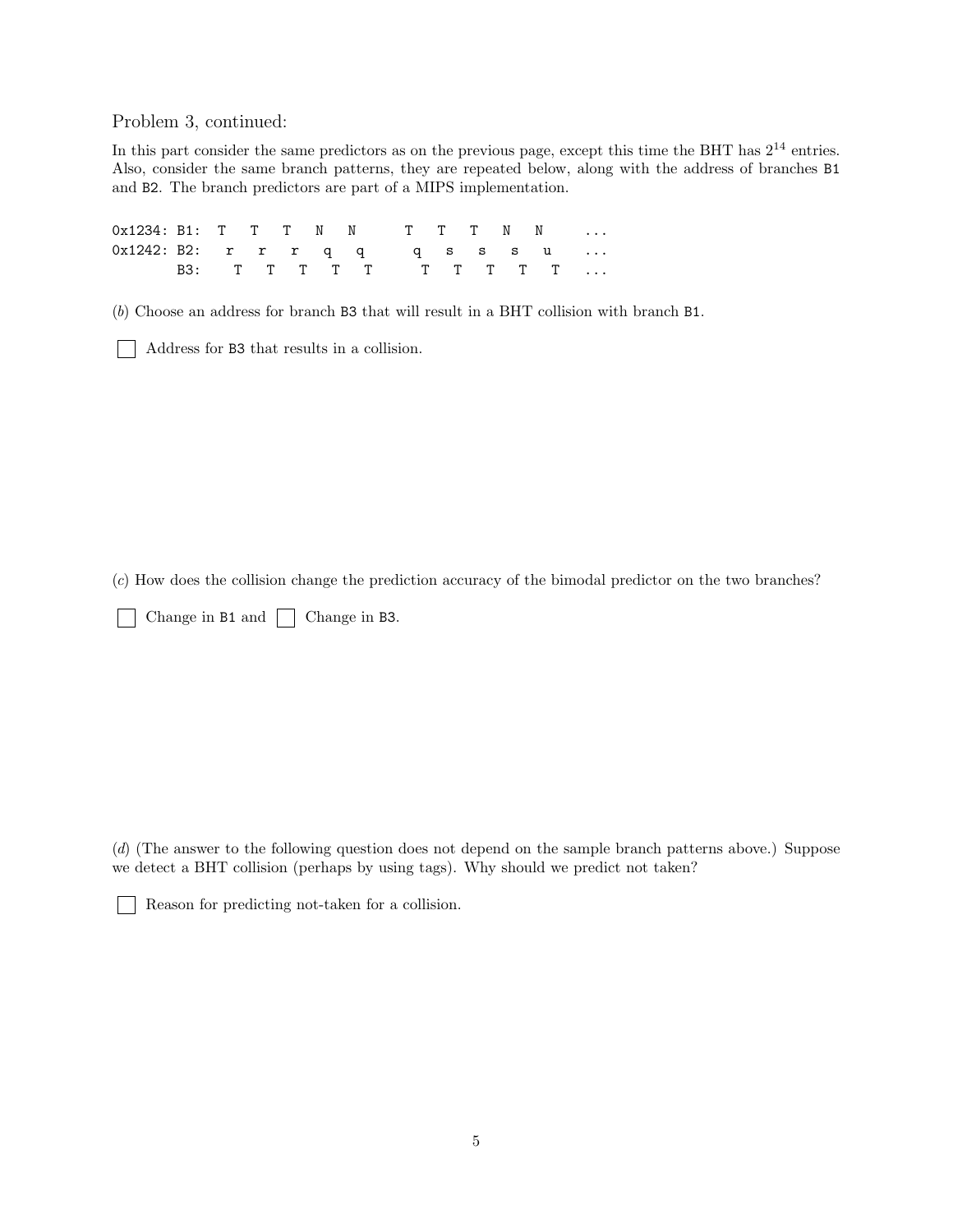Problem 3, continued:

In this part consider the same predictors as on the previous page, except this time the BHT has $2^{14}$ entries. Also, consider the same branch patterns, they are repeated below, along with the address of branches B1 and B2. The branch predictors are part of a MIPS implementation.

```
0x1234: B1:  T   T   T   N   N      T   T   T   N   N     ...
0x1242: B2:   r   r   r   q   q      q   s   s   s   u    ...
        B3:   T   T   T   T   T      T   T   T   T   T    ...
```

(*b*) Choose an address for branch B3 that will result in a BHT collision with branch B1.

☐ Address for B3 that results in a collision.

(*c*) How does the collision change the prediction accuracy of the bimodal predictor on the two branches?

☐ Change in B1 and ☐ Change in B3.

(*d*) (The answer to the following question does not depend on the sample branch patterns above.) Suppose we detect a BHT collision (perhaps by using tags). Why should we predict not taken?

☐ Reason for predicting not-taken for a collision.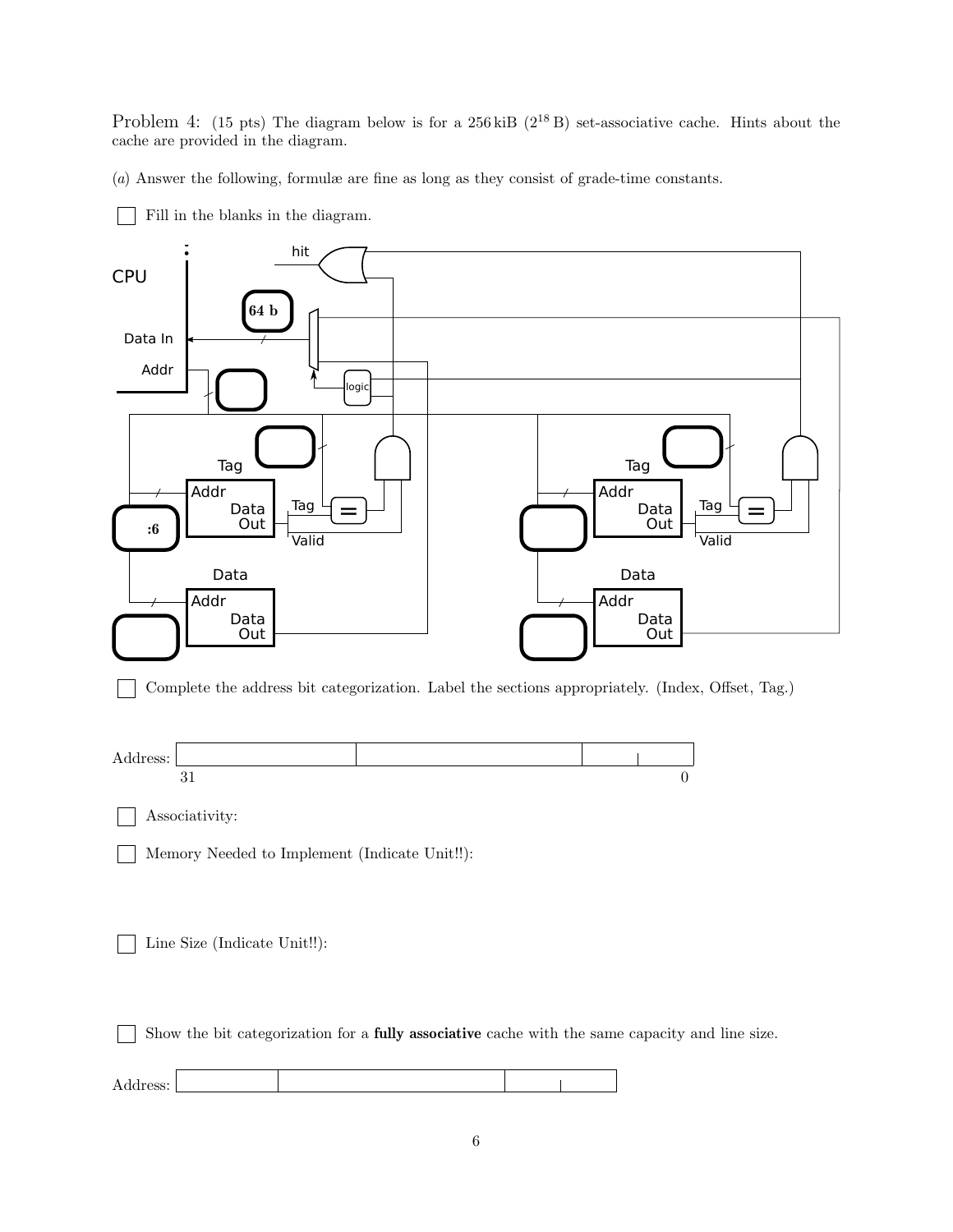Problem 4: (15 pts) The diagram below is for a 256 kiB ($2^{18}$ B) set-associative cache. Hints about the cache are provided in the diagram.

(*a*) Answer the following, formulæ are fine as long as they consist of grade-time constants.

☐ Fill in the blanks in the diagram.

CPU

hit

**64 b**

Data In

Addr

logic

Tag

Addr

Data Out

Tag

Valid

**:6**

Data

Addr

Data Out

Tag

Addr

Data Out

Tag

Valid

Data

Addr

Data Out

☐ Complete the address bit categorization. Label the sections appropriately. (Index, Offset, Tag.)

Address: 31 ... 0

☐ Associativity:

☐ Memory Needed to Implement (Indicate Unit!!):

☐ Line Size (Indicate Unit!!):

☐ Show the bit categorization for a **fully associative** cache with the same capacity and line size.

Address: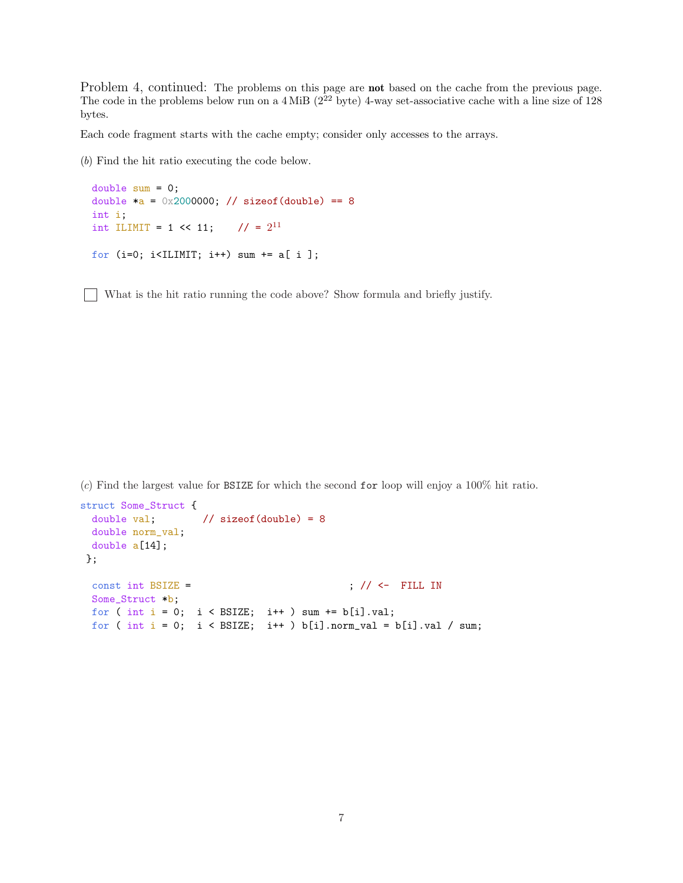Problem 4, continued: The problems on this page are **not** based on the cache from the previous page. The code in the problems below run on a 4 MiB ($2^{22}$ byte) 4-way set-associative cache with a line size of 128 bytes.

Each code fragment starts with the cache empty; consider only accesses to the arrays.

(*b*) Find the hit ratio executing the code below.

```
double sum = 0;
double *a = 0x2000000; // sizeof(double) == 8
int i;
int ILIMIT = 1 << 11;    // = 2^11

for (i=0; i<ILIMIT; i++) sum += a[ i ];
```

☐ What is the hit ratio running the code above? Show formula and briefly justify.

(*c*) Find the largest value for BSIZE for which the second for loop will enjoy a 100% hit ratio.

```
struct Some_Struct {
  double val;        // sizeof(double) = 8
  double norm_val;
  double a[14];
 };

  const int BSIZE =                           ; // <-  FILL IN
  Some_Struct *b;
  for ( int i = 0;  i < BSIZE;  i++ ) sum += b[i].val;
  for ( int i = 0;  i < BSIZE;  i++ ) b[i].norm_val = b[i].val / sum;
```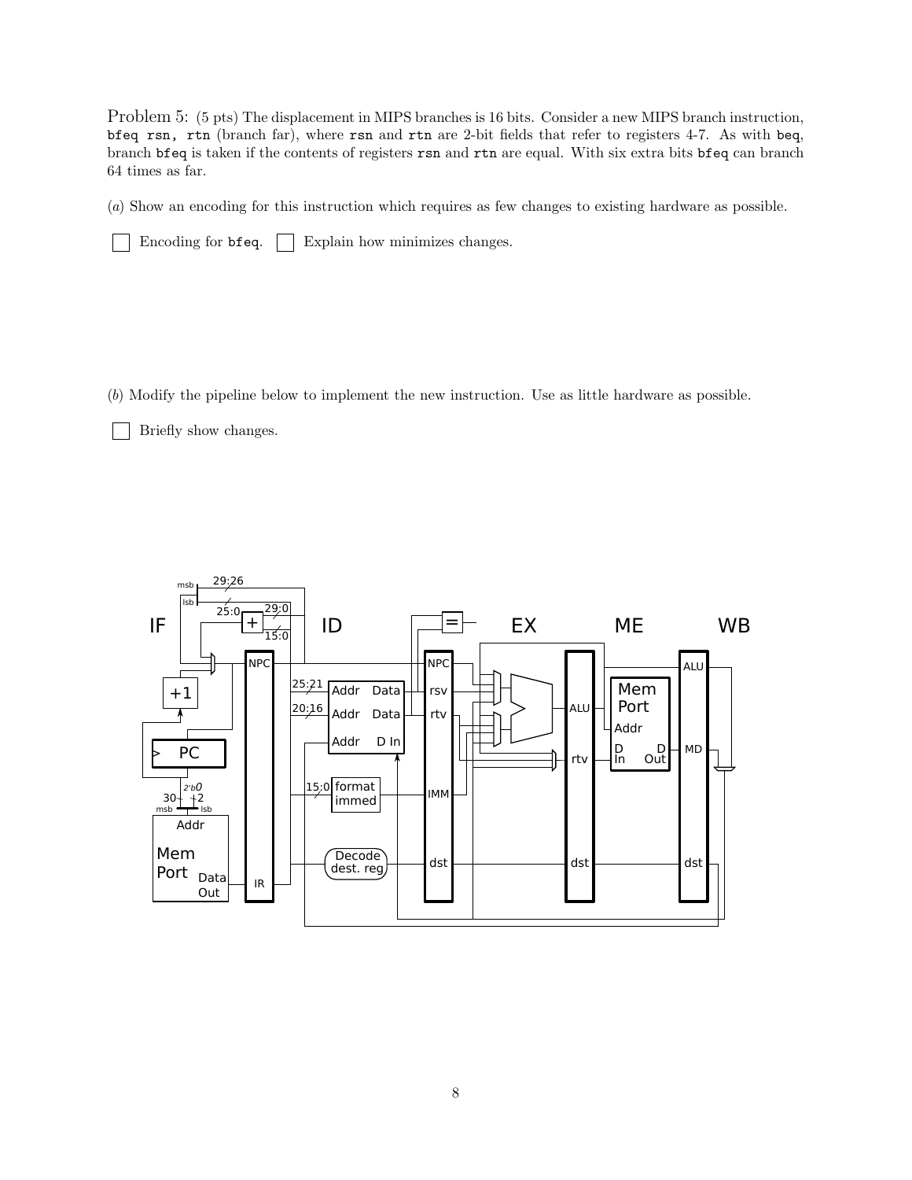Problem 5: (5 pts) The displacement in MIPS branches is 16 bits. Consider a new MIPS branch instruction, `bfeq rsn, rtn` (branch far), where `rsn` and `rtn` are 2-bit fields that refer to registers 4-7. As with `beq`, branch `bfeq` is taken if the contents of registers `rsn` and `rtn` are equal. With six extra bits `bfeq` can branch 64 times as far.

(*a*) Show an encoding for this instruction which requires as few changes to existing hardware as possible.

☐ Encoding for `bfeq`. ☐ Explain how minimizes changes.

(*b*) Modify the pipeline below to implement the new instruction. Use as little hardware as possible.

☐ Briefly show changes.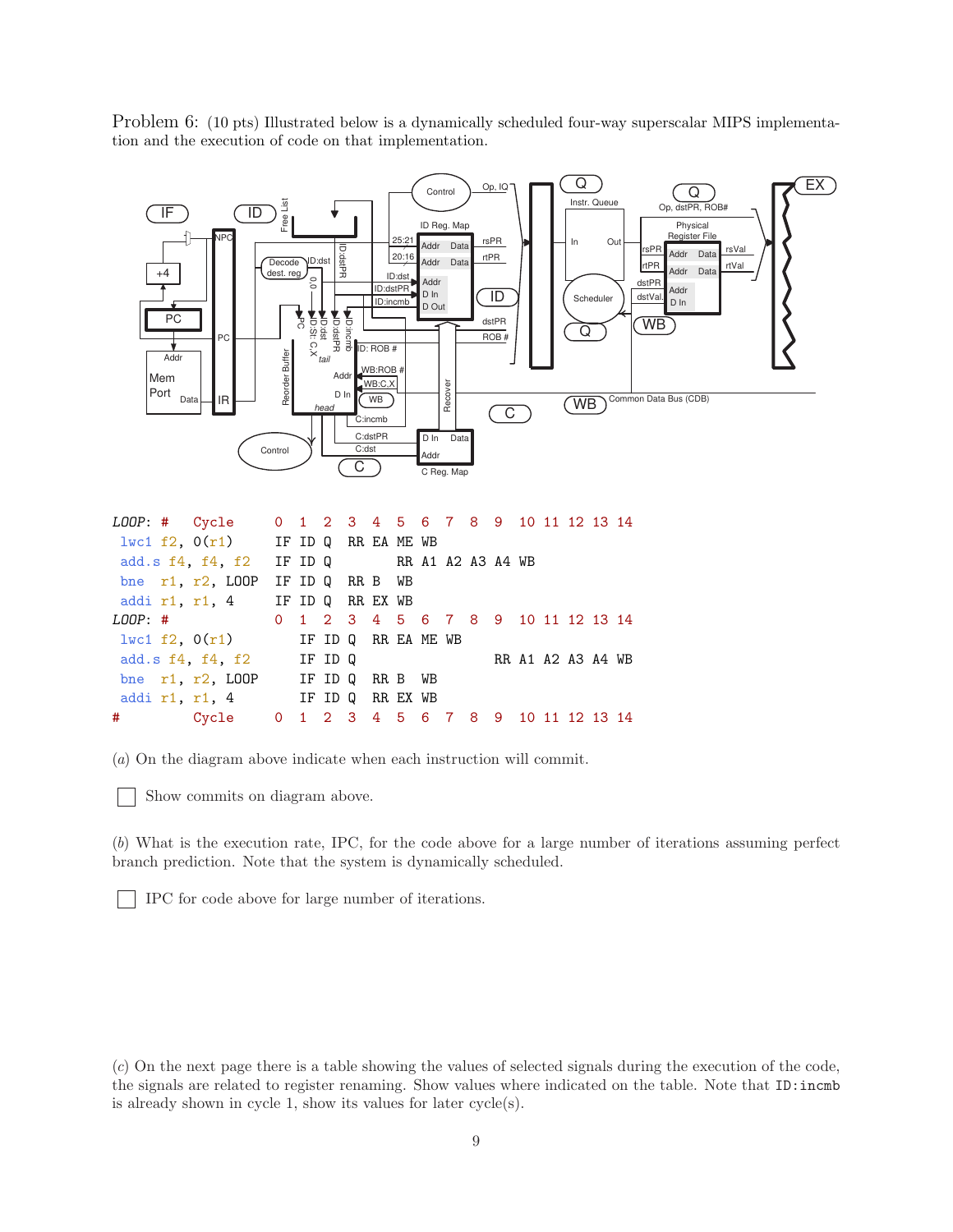Problem 6: (10 pts) Illustrated below is a dynamically scheduled four-way superscalar MIPS implementation and the execution of code on that implementation.

```
LOOP: #   Cycle       0  1  2  3  4  5  6  7  8  9  10 11 12 13 14
 lwc1 f2, 0(r1)       IF ID Q  RR EA ME WB
 add.s f4, f4, f2     IF ID Q        RR A1 A2 A3 A4 WB
 bne  r1, r2, LOOP    IF ID Q  RR B  WB
 addi r1, r1, 4       IF ID Q  RR EX WB
LOOP: #               0  1  2  3  4  5  6  7  8  9  10 11 12 13 14
 lwc1 f2, 0(r1)          IF ID Q  RR EA ME WB
 add.s f4, f4, f2        IF ID Q              RR A1 A2 A3 A4 WB
 bne  r1, r2, LOOP       IF ID Q  RR B  WB
 addi r1, r1, 4          IF ID Q  RR EX WB
#         Cycle       0  1  2  3  4  5  6  7  8  9  10 11 12 13 14
```

(*a*) On the diagram above indicate when each instruction will commit.

☐ Show commits on diagram above.

(*b*) What is the execution rate, IPC, for the code above for a large number of iterations assuming perfect branch prediction. Note that the system is dynamically scheduled.

☐ IPC for code above for large number of iterations.

(*c*) On the next page there is a table showing the values of selected signals during the execution of the code, the signals are related to register renaming. Show values where indicated on the table. Note that `ID:incmb` is already shown in cycle 1, show its values for later cycle(s).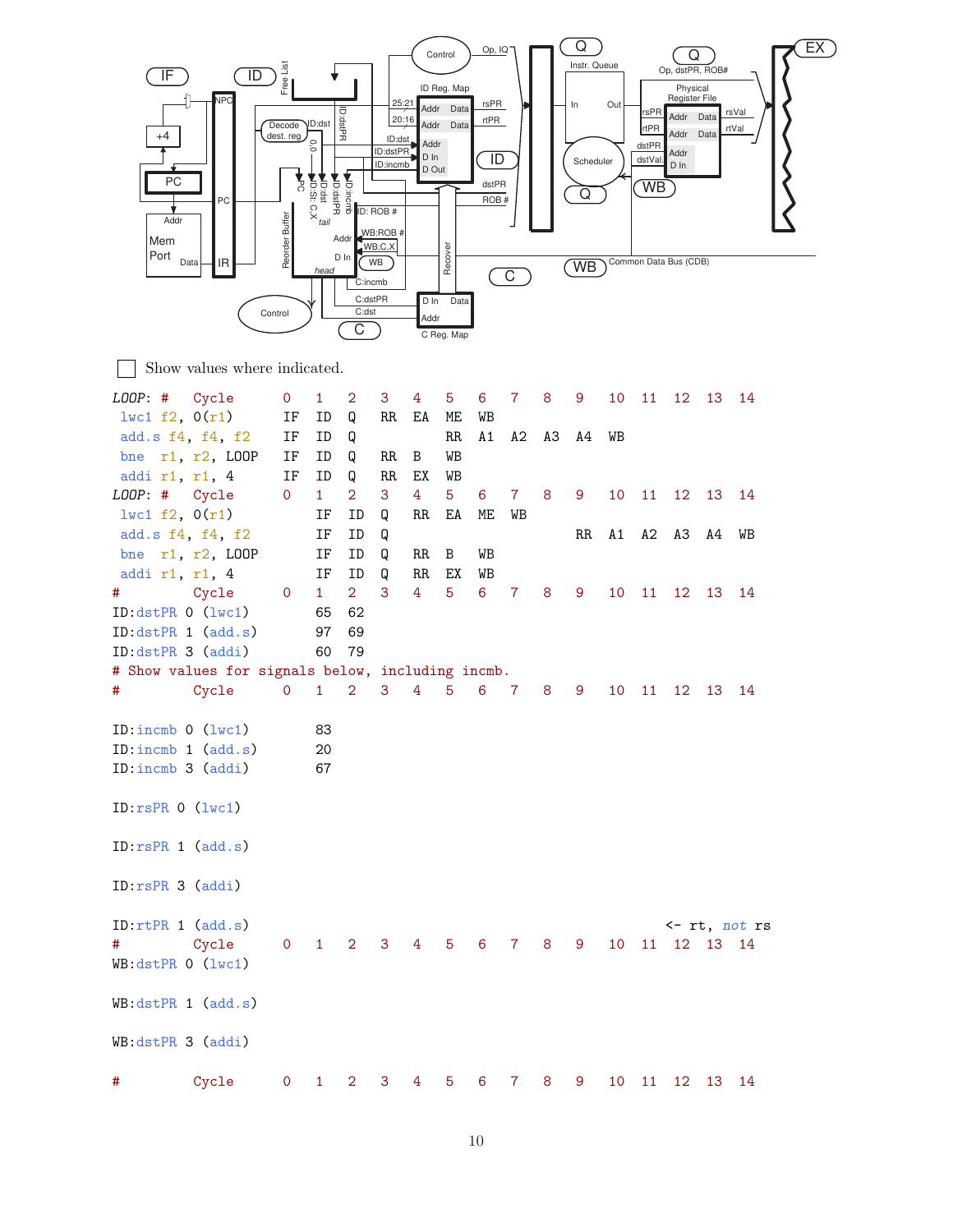Show values where indicated.

```
LOOP: #   Cycle      0    1    2    3    4    5    6    7    8    9    10   11   12   13   14
 lwc1 f2, 0(r1)      IF   ID   Q    RR   EA   ME   WB
 add.s f4, f4, f2    IF   ID   Q              RR   A1   A2   A3   A4   WB
 bne  r1, r2, LOOP   IF   ID   Q    RR   B    WB
 addi r1, r1, 4      IF   ID   Q    RR   EX   WB
LOOP: #   Cycle      0    1    2    3    4    5    6    7    8    9    10   11   12   13   14
 lwc1 f2, 0(r1)           IF   ID   Q    RR   EA   ME   WB
 add.s f4, f4, f2         IF   ID   Q                        RR   A1   A2   A3   A4   WB
 bne  r1, r2, LOOP        IF   ID   Q    RR   B    WB
 addi r1, r1, 4           IF   ID   Q    RR   EX   WB
#         Cycle      0    1    2    3    4    5    6    7    8    9    10   11   12   13   14
ID:dstPR 0 (lwc1)         65   62
ID:dstPR 1 (add.s)        97   69
ID:dstPR 3 (addi)         60   79
# Show values for signals below, including incmb.
#         Cycle      0    1    2    3    4    5    6    7    8    9    10   11   12   13   14

ID:incmb 0 (lwc1)         83
ID:incmb 1 (add.s)        20
ID:incmb 3 (addi)         67

ID:rsPR 0 (lwc1)

ID:rsPR 1 (add.s)

ID:rsPR 3 (addi)

ID:rtPR 1 (add.s)                                                         <- rt, not rs
#         Cycle      0    1    2    3    4    5    6    7    8    9    10   11   12   13   14
WB:dstPR 0 (lwc1)

WB:dstPR 1 (add.s)

WB:dstPR 3 (addi)

#         Cycle      0    1    2    3    4    5    6    7    8    9    10   11   12   13   14
```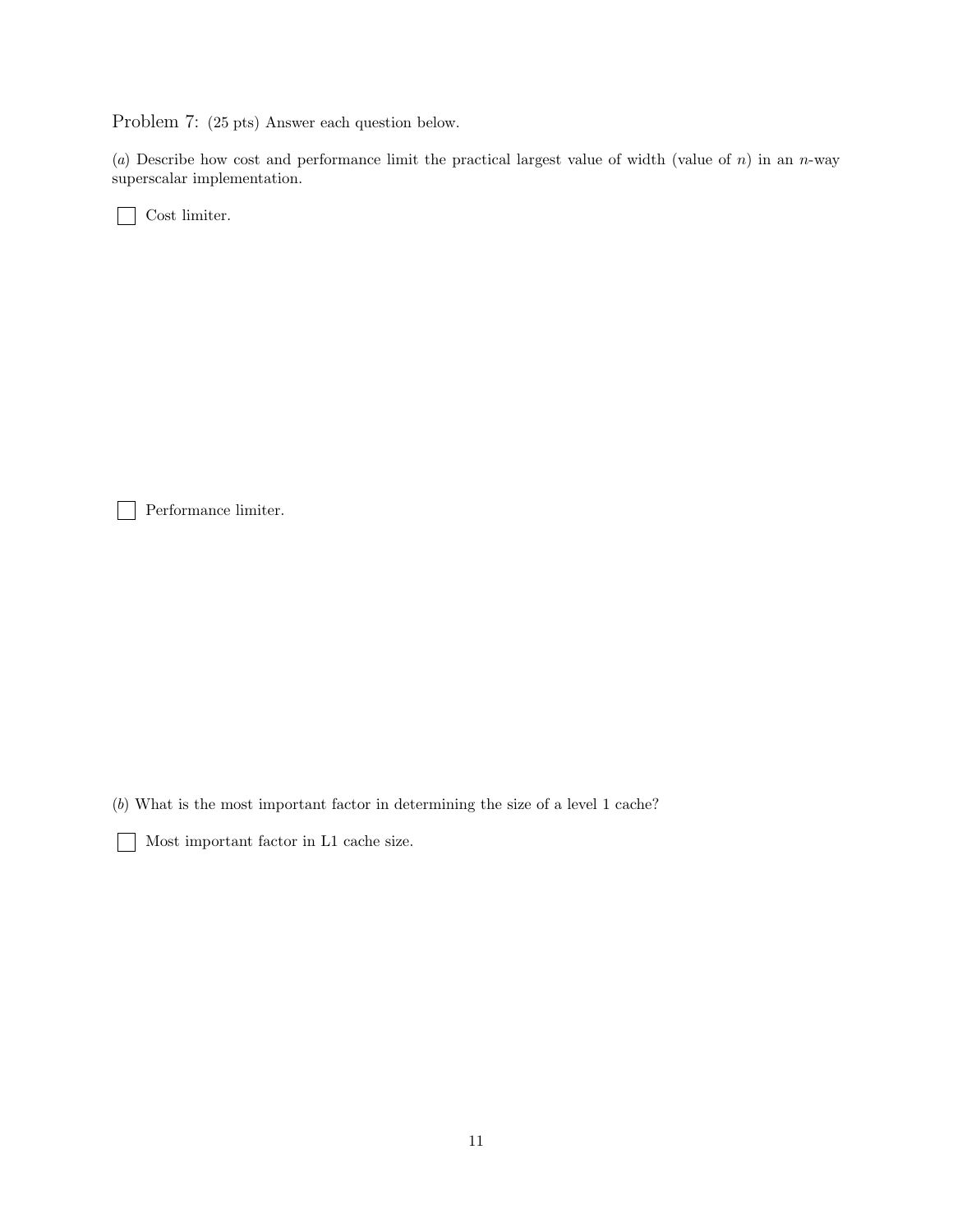Problem 7: (25 pts) Answer each question below.

(*a*) Describe how cost and performance limit the practical largest value of width (value of $n$) in an $n$-way superscalar implementation.

☐ Cost limiter.

☐ Performance limiter.

(*b*) What is the most important factor in determining the size of a level 1 cache?

☐ Most important factor in L1 cache size.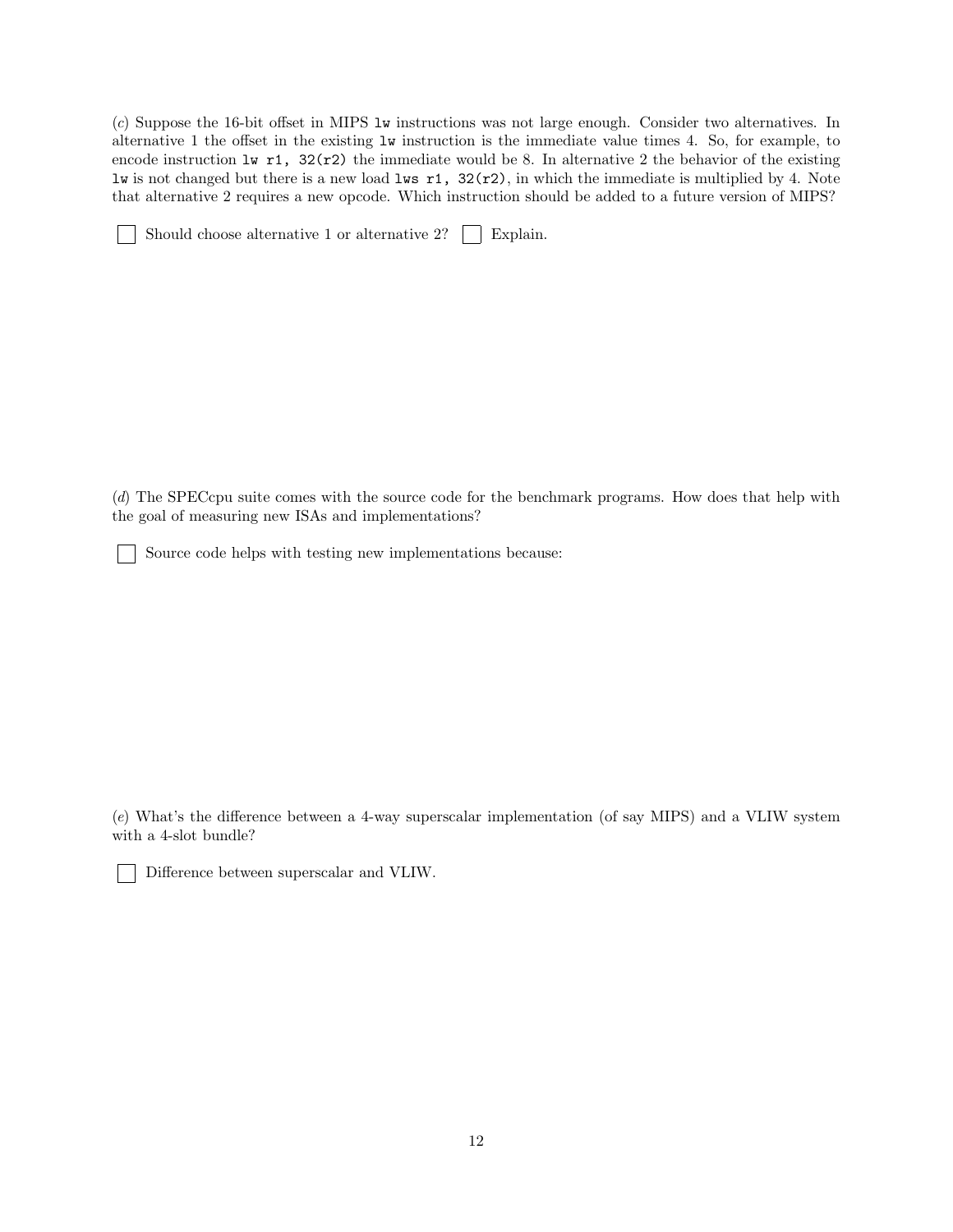(*c*) Suppose the 16-bit offset in MIPS `lw` instructions was not large enough. Consider two alternatives. In alternative 1 the offset in the existing `lw` instruction is the immediate value times 4. So, for example, to encode instruction `lw r1, 32(r2)` the immediate would be 8. In alternative 2 the behavior of the existing `lw` is not changed but there is a new load `lws r1, 32(r2)`, in which the immediate is multiplied by 4. Note that alternative 2 requires a new opcode. Which instruction should be added to a future version of MIPS?

☐ Should choose alternative 1 or alternative 2? ☐ Explain.

(*d*) The SPECcpu suite comes with the source code for the benchmark programs. How does that help with the goal of measuring new ISAs and implementations?

☐ Source code helps with testing new implementations because:

(*e*) What's the difference between a 4-way superscalar implementation (of say MIPS) and a VLIW system with a 4-slot bundle?

☐ Difference between superscalar and VLIW.